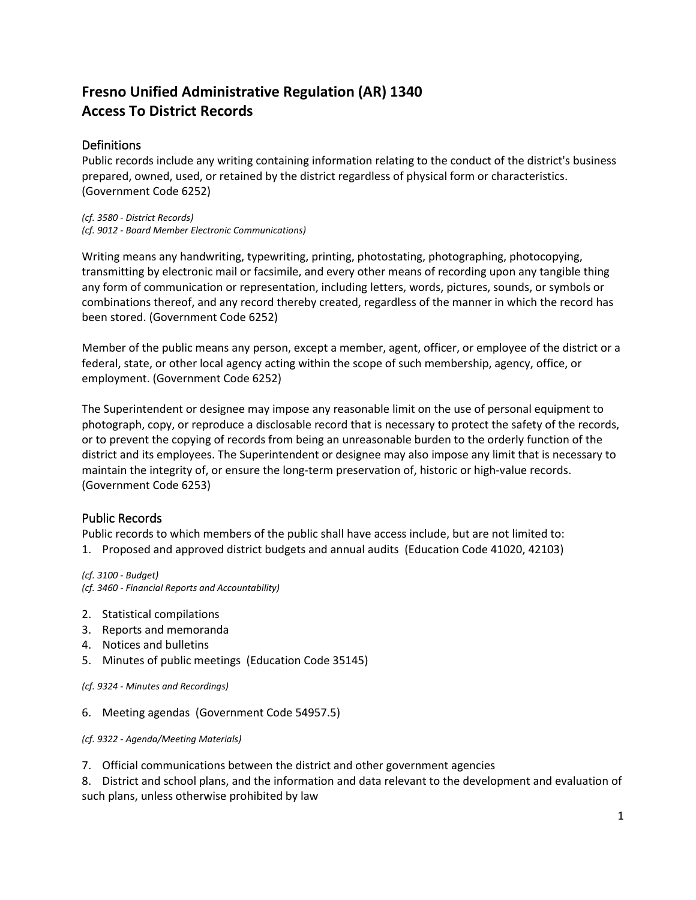# Fresno Unified Administrative Regulation (AR) 1340
# Access To District Records

## Definitions

Public records include any writing containing information relating to the conduct of the district's business prepared, owned, used, or retained by the district regardless of physical form or characteristics. (Government Code 6252)

*(cf. 3580 - District Records)*
*(cf. 9012 - Board Member Electronic Communications)*

Writing means any handwriting, typewriting, printing, photostating, photographing, photocopying, transmitting by electronic mail or facsimile, and every other means of recording upon any tangible thing any form of communication or representation, including letters, words, pictures, sounds, or symbols or combinations thereof, and any record thereby created, regardless of the manner in which the record has been stored. (Government Code 6252)

Member of the public means any person, except a member, agent, officer, or employee of the district or a federal, state, or other local agency acting within the scope of such membership, agency, office, or employment. (Government Code 6252)

The Superintendent or designee may impose any reasonable limit on the use of personal equipment to photograph, copy, or reproduce a disclosable record that is necessary to protect the safety of the records, or to prevent the copying of records from being an unreasonable burden to the orderly function of the district and its employees. The Superintendent or designee may also impose any limit that is necessary to maintain the integrity of, or ensure the long-term preservation of, historic or high-value records. (Government Code 6253)

## Public Records

Public records to which members of the public shall have access include, but are not limited to:

1. Proposed and approved district budgets and annual audits (Education Code 41020, 42103)

*(cf. 3100 - Budget)*
*(cf. 3460 - Financial Reports and Accountability)*

2. Statistical compilations
3. Reports and memoranda
4. Notices and bulletins
5. Minutes of public meetings (Education Code 35145)

*(cf. 9324 - Minutes and Recordings)*

6. Meeting agendas (Government Code 54957.5)

*(cf. 9322 - Agenda/Meeting Materials)*

7. Official communications between the district and other government agencies
8. District and school plans, and the information and data relevant to the development and evaluation of such plans, unless otherwise prohibited by law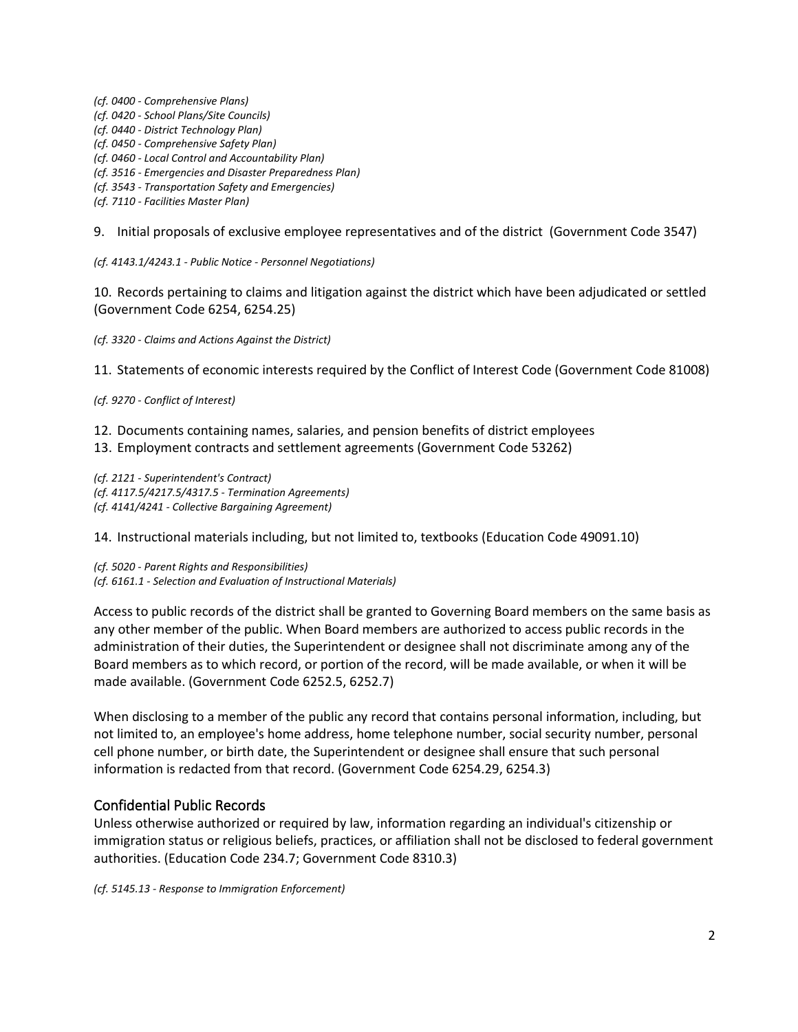*(cf. 0400 - Comprehensive Plans)*
*(cf. 0420 - School Plans/Site Councils)*
*(cf. 0440 - District Technology Plan)*
*(cf. 0450 - Comprehensive Safety Plan)*
*(cf. 0460 - Local Control and Accountability Plan)*
*(cf. 3516 - Emergencies and Disaster Preparedness Plan)*
*(cf. 3543 - Transportation Safety and Emergencies)*
*(cf. 7110 - Facilities Master Plan)*

9. Initial proposals of exclusive employee representatives and of the district (Government Code 3547)

*(cf. 4143.1/4243.1 - Public Notice - Personnel Negotiations)*

10. Records pertaining to claims and litigation against the district which have been adjudicated or settled (Government Code 6254, 6254.25)

*(cf. 3320 - Claims and Actions Against the District)*

11. Statements of economic interests required by the Conflict of Interest Code (Government Code 81008)

*(cf. 9270 - Conflict of Interest)*

12. Documents containing names, salaries, and pension benefits of district employees
13. Employment contracts and settlement agreements (Government Code 53262)

*(cf. 2121 - Superintendent's Contract)*
*(cf. 4117.5/4217.5/4317.5 - Termination Agreements)*
*(cf. 4141/4241 - Collective Bargaining Agreement)*

14. Instructional materials including, but not limited to, textbooks (Education Code 49091.10)

*(cf. 5020 - Parent Rights and Responsibilities)*
*(cf. 6161.1 - Selection and Evaluation of Instructional Materials)*

Access to public records of the district shall be granted to Governing Board members on the same basis as any other member of the public. When Board members are authorized to access public records in the administration of their duties, the Superintendent or designee shall not discriminate among any of the Board members as to which record, or portion of the record, will be made available, or when it will be made available. (Government Code 6252.5, 6252.7)

When disclosing to a member of the public any record that contains personal information, including, but not limited to, an employee's home address, home telephone number, social security number, personal cell phone number, or birth date, the Superintendent or designee shall ensure that such personal information is redacted from that record. (Government Code 6254.29, 6254.3)

## Confidential Public Records

Unless otherwise authorized or required by law, information regarding an individual's citizenship or immigration status or religious beliefs, practices, or affiliation shall not be disclosed to federal government authorities. (Education Code 234.7; Government Code 8310.3)

*(cf. 5145.13 - Response to Immigration Enforcement)*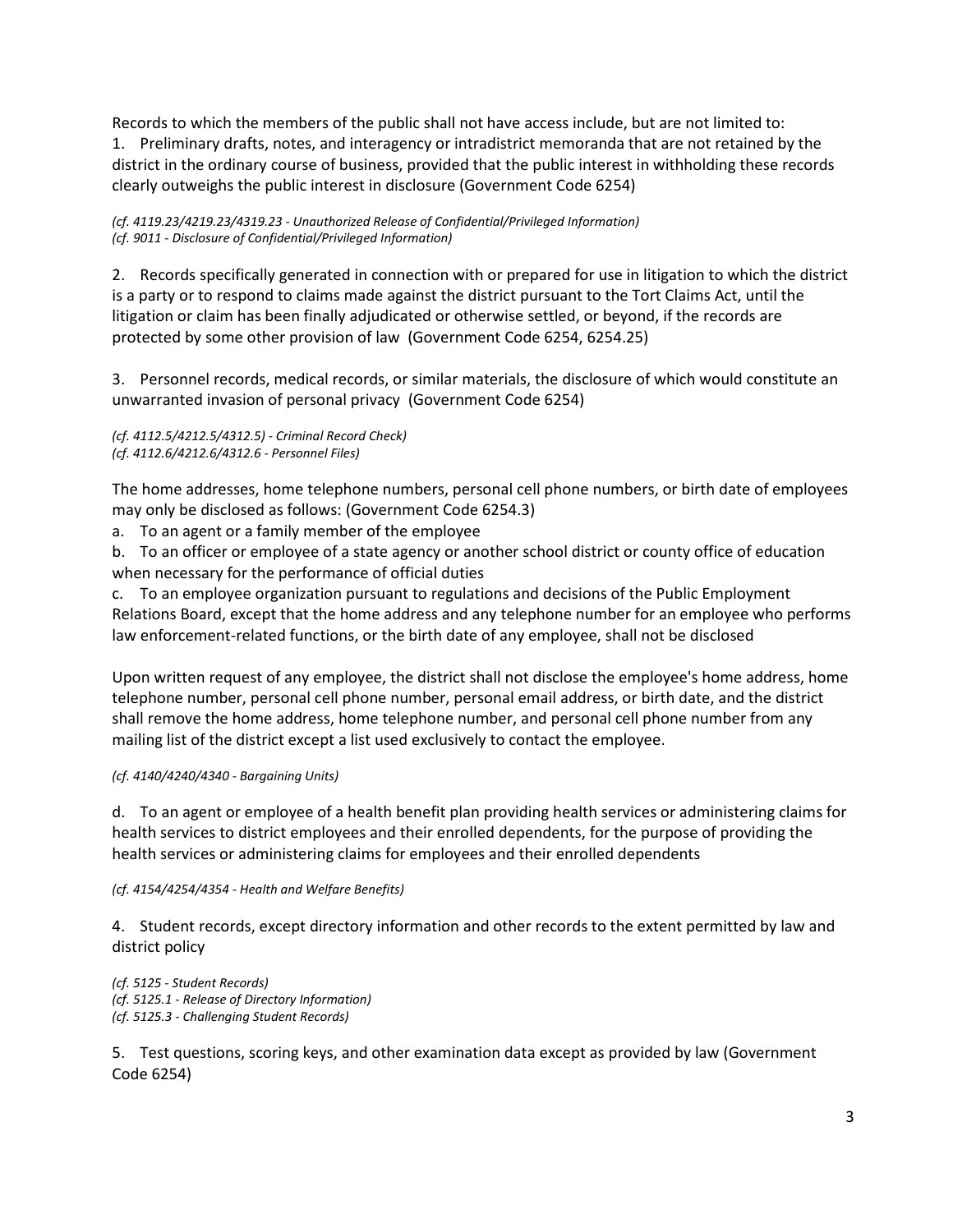Records to which the members of the public shall not have access include, but are not limited to:

1. Preliminary drafts, notes, and interagency or intradistrict memoranda that are not retained by the district in the ordinary course of business, provided that the public interest in withholding these records clearly outweighs the public interest in disclosure (Government Code 6254)

*(cf. 4119.23/4219.23/4319.23 - Unauthorized Release of Confidential/Privileged Information)*
*(cf. 9011 - Disclosure of Confidential/Privileged Information)*

2. Records specifically generated in connection with or prepared for use in litigation to which the district is a party or to respond to claims made against the district pursuant to the Tort Claims Act, until the litigation or claim has been finally adjudicated or otherwise settled, or beyond, if the records are protected by some other provision of law (Government Code 6254, 6254.25)

3. Personnel records, medical records, or similar materials, the disclosure of which would constitute an unwarranted invasion of personal privacy (Government Code 6254)

*(cf. 4112.5/4212.5/4312.5) - Criminal Record Check)*
*(cf. 4112.6/4212.6/4312.6 - Personnel Files)*

The home addresses, home telephone numbers, personal cell phone numbers, or birth date of employees may only be disclosed as follows: (Government Code 6254.3)

a. To an agent or a family member of the employee

b. To an officer or employee of a state agency or another school district or county office of education when necessary for the performance of official duties

c. To an employee organization pursuant to regulations and decisions of the Public Employment Relations Board, except that the home address and any telephone number for an employee who performs law enforcement-related functions, or the birth date of any employee, shall not be disclosed

Upon written request of any employee, the district shall not disclose the employee's home address, home telephone number, personal cell phone number, personal email address, or birth date, and the district shall remove the home address, home telephone number, and personal cell phone number from any mailing list of the district except a list used exclusively to contact the employee.

*(cf. 4140/4240/4340 - Bargaining Units)*

d. To an agent or employee of a health benefit plan providing health services or administering claims for health services to district employees and their enrolled dependents, for the purpose of providing the health services or administering claims for employees and their enrolled dependents

*(cf. 4154/4254/4354 - Health and Welfare Benefits)*

4. Student records, except directory information and other records to the extent permitted by law and district policy

*(cf. 5125 - Student Records)*
*(cf. 5125.1 - Release of Directory Information)*
*(cf. 5125.3 - Challenging Student Records)*

5. Test questions, scoring keys, and other examination data except as provided by law (Government Code 6254)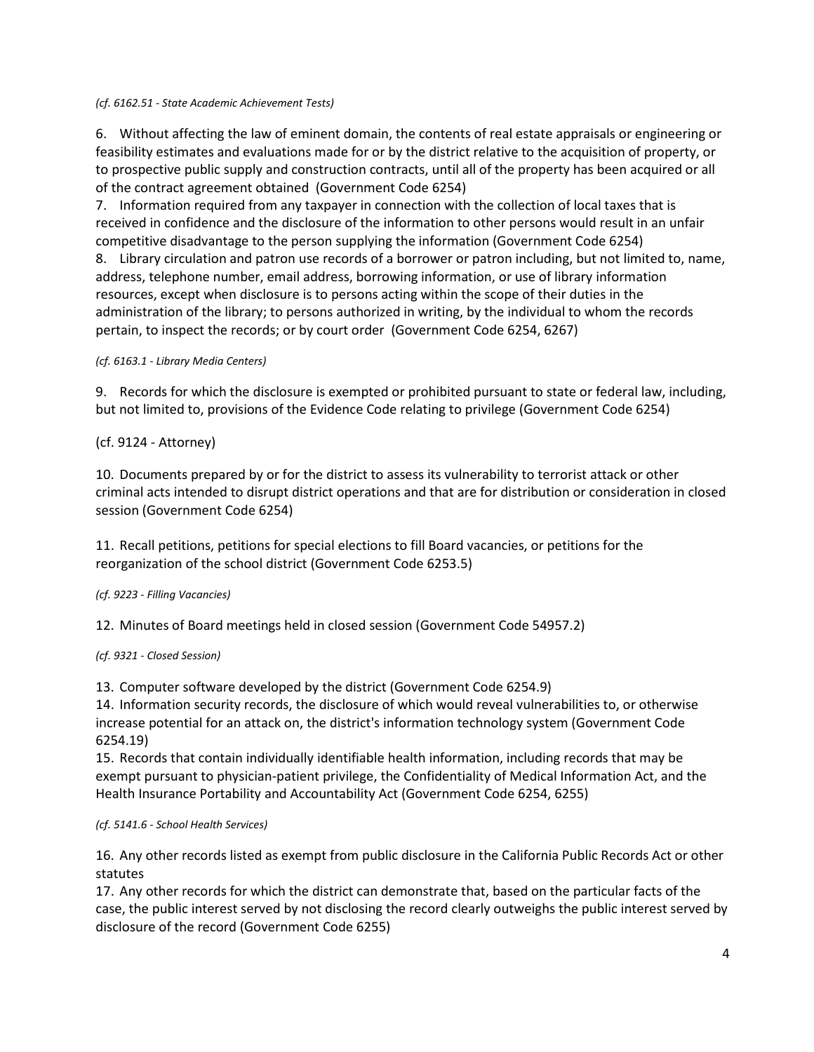*(cf. 6162.51 - State Academic Achievement Tests)*

6. Without affecting the law of eminent domain, the contents of real estate appraisals or engineering or feasibility estimates and evaluations made for or by the district relative to the acquisition of property, or to prospective public supply and construction contracts, until all of the property has been acquired or all of the contract agreement obtained (Government Code 6254)
7. Information required from any taxpayer in connection with the collection of local taxes that is received in confidence and the disclosure of the information to other persons would result in an unfair competitive disadvantage to the person supplying the information (Government Code 6254)
8. Library circulation and patron use records of a borrower or patron including, but not limited to, name, address, telephone number, email address, borrowing information, or use of library information resources, except when disclosure is to persons acting within the scope of their duties in the administration of the library; to persons authorized in writing, by the individual to whom the records pertain, to inspect the records; or by court order (Government Code 6254, 6267)

*(cf. 6163.1 - Library Media Centers)*

9. Records for which the disclosure is exempted or prohibited pursuant to state or federal law, including, but not limited to, provisions of the Evidence Code relating to privilege (Government Code 6254)

(cf. 9124 - Attorney)

10. Documents prepared by or for the district to assess its vulnerability to terrorist attack or other criminal acts intended to disrupt district operations and that are for distribution or consideration in closed session (Government Code 6254)

11. Recall petitions, petitions for special elections to fill Board vacancies, or petitions for the reorganization of the school district (Government Code 6253.5)

*(cf. 9223 - Filling Vacancies)*

12. Minutes of Board meetings held in closed session (Government Code 54957.2)

*(cf. 9321 - Closed Session)*

13. Computer software developed by the district (Government Code 6254.9)
14. Information security records, the disclosure of which would reveal vulnerabilities to, or otherwise increase potential for an attack on, the district's information technology system (Government Code 6254.19)
15. Records that contain individually identifiable health information, including records that may be exempt pursuant to physician-patient privilege, the Confidentiality of Medical Information Act, and the Health Insurance Portability and Accountability Act (Government Code 6254, 6255)

*(cf. 5141.6 - School Health Services)*

16. Any other records listed as exempt from public disclosure in the California Public Records Act or other statutes
17. Any other records for which the district can demonstrate that, based on the particular facts of the case, the public interest served by not disclosing the record clearly outweighs the public interest served by disclosure of the record (Government Code 6255)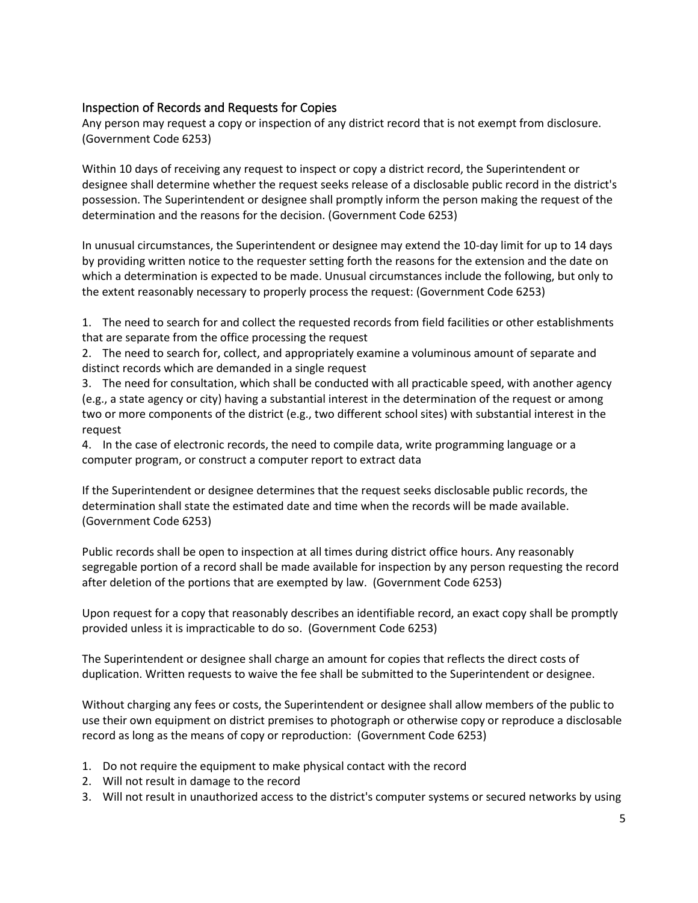## Inspection of Records and Requests for Copies

Any person may request a copy or inspection of any district record that is not exempt from disclosure. (Government Code 6253)

Within 10 days of receiving any request to inspect or copy a district record, the Superintendent or designee shall determine whether the request seeks release of a disclosable public record in the district's possession. The Superintendent or designee shall promptly inform the person making the request of the determination and the reasons for the decision. (Government Code 6253)

In unusual circumstances, the Superintendent or designee may extend the 10-day limit for up to 14 days by providing written notice to the requester setting forth the reasons for the extension and the date on which a determination is expected to be made. Unusual circumstances include the following, but only to the extent reasonably necessary to properly process the request: (Government Code 6253)

1. The need to search for and collect the requested records from field facilities or other establishments that are separate from the office processing the request
2. The need to search for, collect, and appropriately examine a voluminous amount of separate and distinct records which are demanded in a single request
3. The need for consultation, which shall be conducted with all practicable speed, with another agency (e.g., a state agency or city) having a substantial interest in the determination of the request or among two or more components of the district (e.g., two different school sites) with substantial interest in the request
4. In the case of electronic records, the need to compile data, write programming language or a computer program, or construct a computer report to extract data

If the Superintendent or designee determines that the request seeks disclosable public records, the determination shall state the estimated date and time when the records will be made available. (Government Code 6253)

Public records shall be open to inspection at all times during district office hours. Any reasonably segregable portion of a record shall be made available for inspection by any person requesting the record after deletion of the portions that are exempted by law. (Government Code 6253)

Upon request for a copy that reasonably describes an identifiable record, an exact copy shall be promptly provided unless it is impracticable to do so. (Government Code 6253)

The Superintendent or designee shall charge an amount for copies that reflects the direct costs of duplication. Written requests to waive the fee shall be submitted to the Superintendent or designee.

Without charging any fees or costs, the Superintendent or designee shall allow members of the public to use their own equipment on district premises to photograph or otherwise copy or reproduce a disclosable record as long as the means of copy or reproduction: (Government Code 6253)

1. Do not require the equipment to make physical contact with the record
2. Will not result in damage to the record
3. Will not result in unauthorized access to the district's computer systems or secured networks by using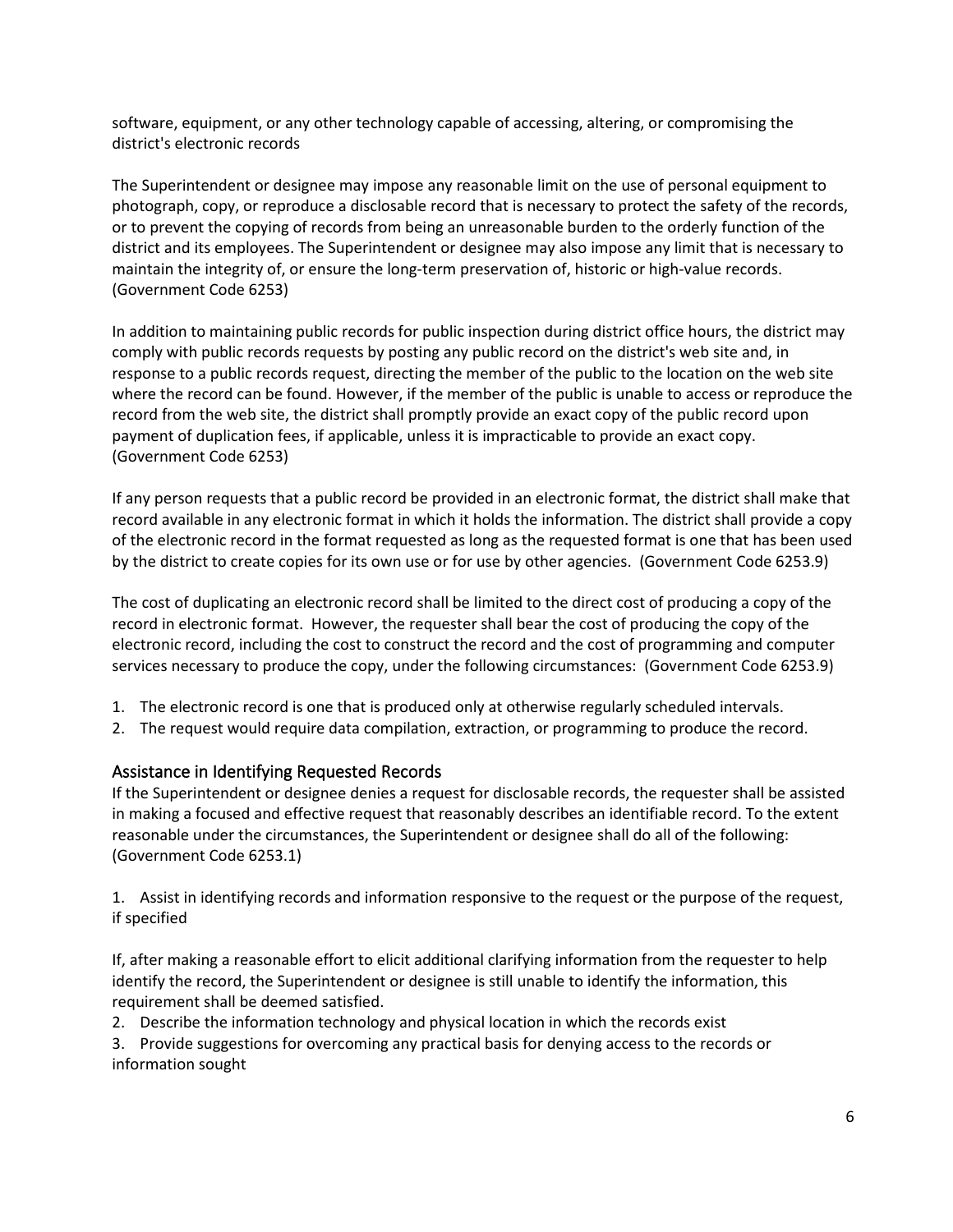software, equipment, or any other technology capable of accessing, altering, or compromising the district's electronic records

The Superintendent or designee may impose any reasonable limit on the use of personal equipment to photograph, copy, or reproduce a disclosable record that is necessary to protect the safety of the records, or to prevent the copying of records from being an unreasonable burden to the orderly function of the district and its employees. The Superintendent or designee may also impose any limit that is necessary to maintain the integrity of, or ensure the long-term preservation of, historic or high-value records. (Government Code 6253)

In addition to maintaining public records for public inspection during district office hours, the district may comply with public records requests by posting any public record on the district's web site and, in response to a public records request, directing the member of the public to the location on the web site where the record can be found. However, if the member of the public is unable to access or reproduce the record from the web site, the district shall promptly provide an exact copy of the public record upon payment of duplication fees, if applicable, unless it is impracticable to provide an exact copy. (Government Code 6253)

If any person requests that a public record be provided in an electronic format, the district shall make that record available in any electronic format in which it holds the information. The district shall provide a copy of the electronic record in the format requested as long as the requested format is one that has been used by the district to create copies for its own use or for use by other agencies. (Government Code 6253.9)

The cost of duplicating an electronic record shall be limited to the direct cost of producing a copy of the record in electronic format. However, the requester shall bear the cost of producing the copy of the electronic record, including the cost to construct the record and the cost of programming and computer services necessary to produce the copy, under the following circumstances: (Government Code 6253.9)

1. The electronic record is one that is produced only at otherwise regularly scheduled intervals.
2. The request would require data compilation, extraction, or programming to produce the record.

## Assistance in Identifying Requested Records

If the Superintendent or designee denies a request for disclosable records, the requester shall be assisted in making a focused and effective request that reasonably describes an identifiable record. To the extent reasonable under the circumstances, the Superintendent or designee shall do all of the following: (Government Code 6253.1)

1. Assist in identifying records and information responsive to the request or the purpose of the request, if specified

If, after making a reasonable effort to elicit additional clarifying information from the requester to help identify the record, the Superintendent or designee is still unable to identify the information, this requirement shall be deemed satisfied.

2. Describe the information technology and physical location in which the records exist
3. Provide suggestions for overcoming any practical basis for denying access to the records or information sought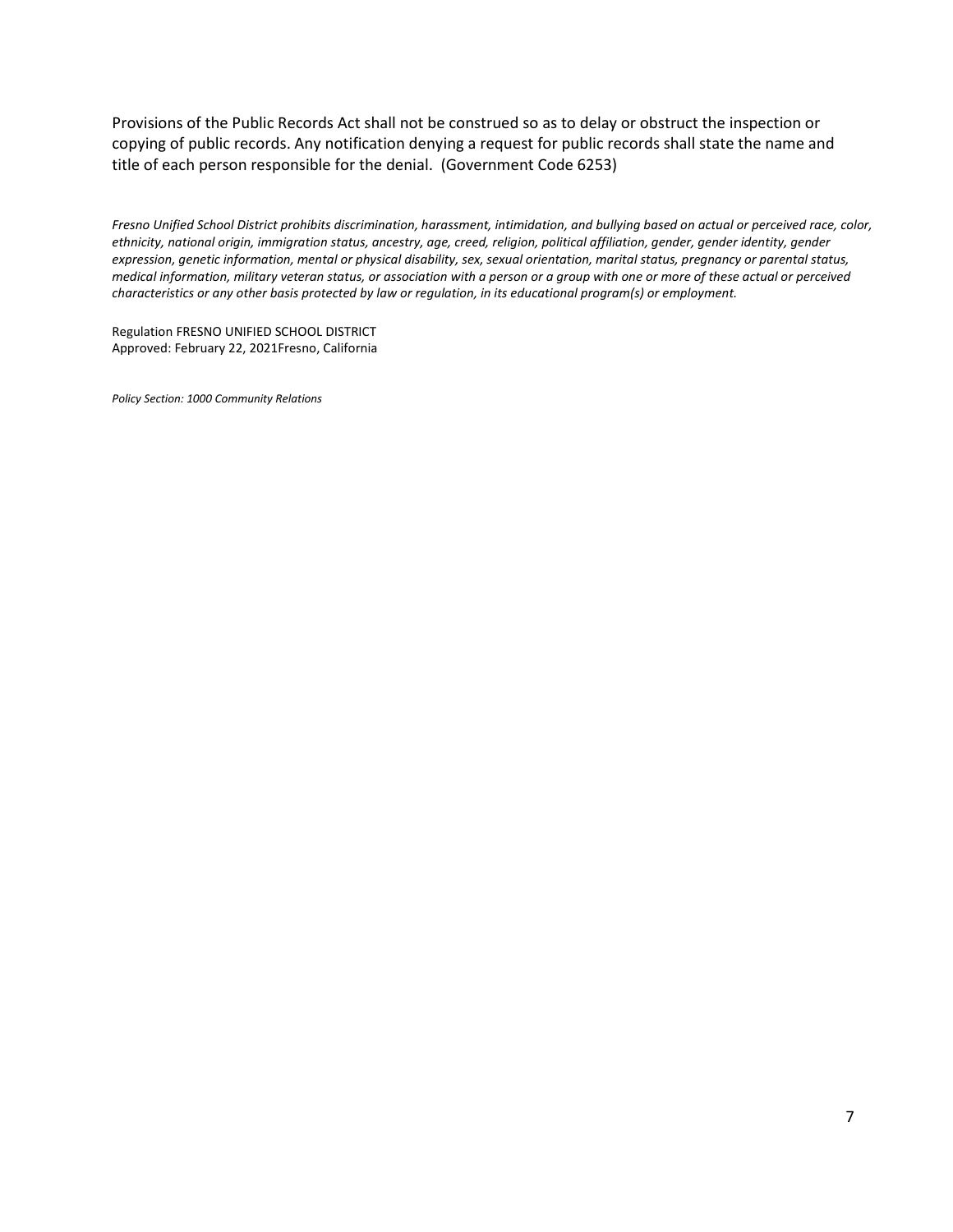Provisions of the Public Records Act shall not be construed so as to delay or obstruct the inspection or copying of public records. Any notification denying a request for public records shall state the name and title of each person responsible for the denial. (Government Code 6253)

*Fresno Unified School District prohibits discrimination, harassment, intimidation, and bullying based on actual or perceived race, color, ethnicity, national origin, immigration status, ancestry, age, creed, religion, political affiliation, gender, gender identity, gender expression, genetic information, mental or physical disability, sex, sexual orientation, marital status, pregnancy or parental status, medical information, military veteran status, or association with a person or a group with one or more of these actual or perceived characteristics or any other basis protected by law or regulation, in its educational program(s) or employment.*

Regulation FRESNO UNIFIED SCHOOL DISTRICT
Approved: February 22, 2021Fresno, California

*Policy Section: 1000 Community Relations*